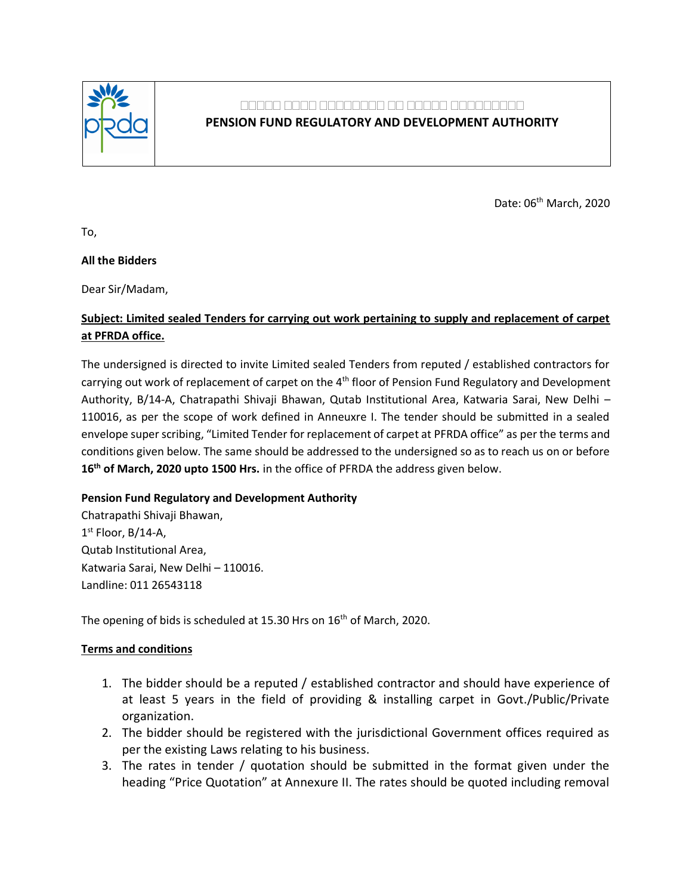**PENSION FUND REGULATORY AND DEVELOPMENT AUTHORITY**

Date: 06th March, 2020

To,

**All the Bidders**

Dear Sir/Madam,

**Subject: Limited sealed Tenders for carrying out work pertaining to supply and replacement of carpet at PFRDA office.**

The undersigned is directed to invite Limited sealed Tenders from reputed / established contractors for carrying out work of replacement of carpet on the 4th floor of Pension Fund Regulatory and Development Authority, B/14-A, Chatrapathi Shivaji Bhawan, Qutab Institutional Area, Katwaria Sarai, New Delhi – 110016, as per the scope of work defined in Anneuxre I. The tender should be submitted in a sealed envelope super scribing, "Limited Tender for replacement of carpet at PFRDA office" as per the terms and conditions given below. The same should be addressed to the undersigned so as to reach us on or before **16th of March, 2020 upto 1500 Hrs.** in the office of PFRDA the address given below.

**Pension Fund Regulatory and Development Authority**
Chatrapathi Shivaji Bhawan,
1st Floor, B/14-A,
Qutab Institutional Area,
Katwaria Sarai, New Delhi – 110016.
Landline: 011 26543118

The opening of bids is scheduled at 15.30 Hrs on 16th of March, 2020.

**Terms and conditions**

1. The bidder should be a reputed / established contractor and should have experience of at least 5 years in the field of providing & installing carpet in Govt./Public/Private organization.
2. The bidder should be registered with the jurisdictional Government offices required as per the existing Laws relating to his business.
3. The rates in tender / quotation should be submitted in the format given under the heading "Price Quotation" at Annexure II. The rates should be quoted including removal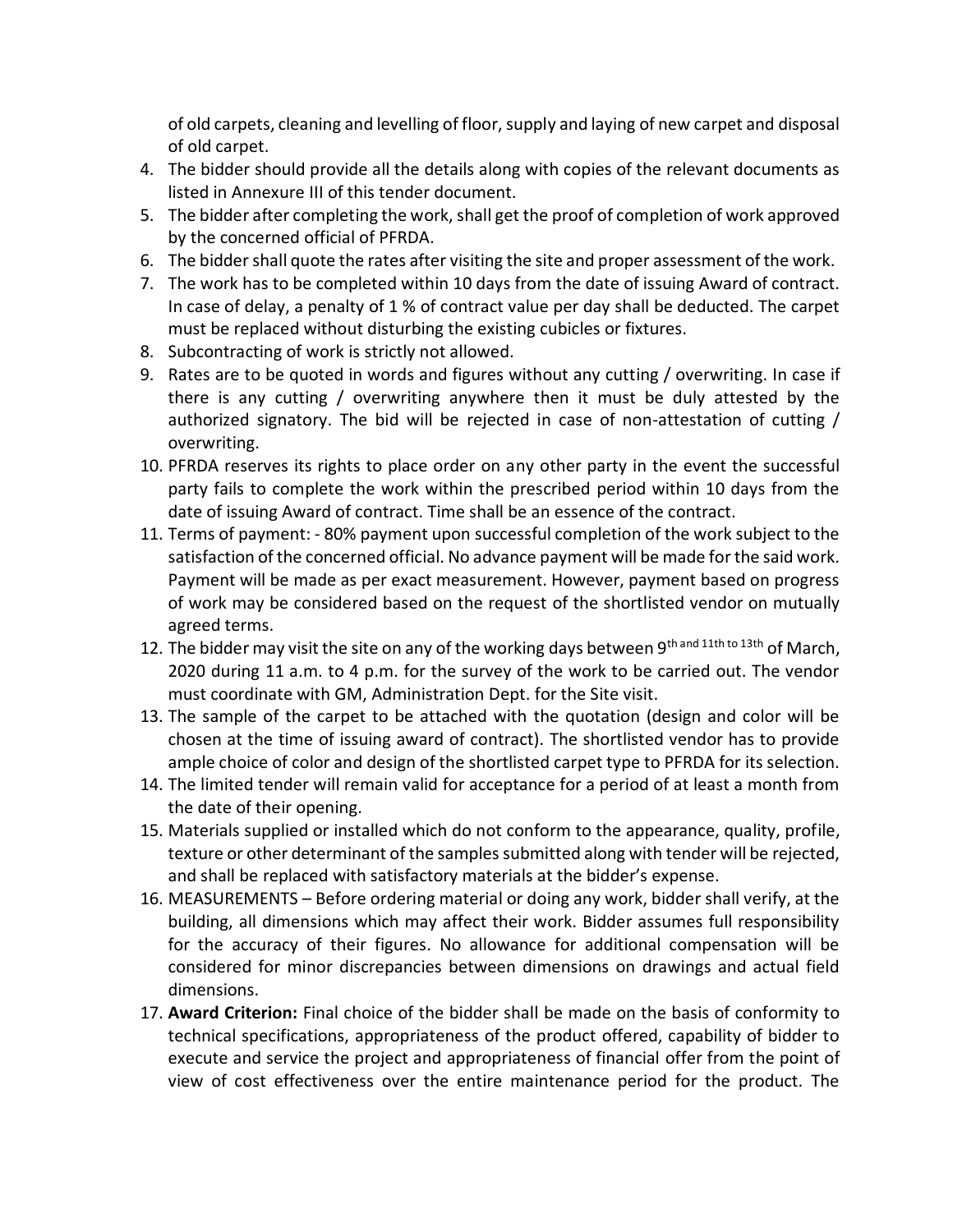of old carpets, cleaning and levelling of floor, supply and laying of new carpet and disposal of old carpet.

4. The bidder should provide all the details along with copies of the relevant documents as listed in Annexure III of this tender document.
5. The bidder after completing the work, shall get the proof of completion of work approved by the concerned official of PFRDA.
6. The bidder shall quote the rates after visiting the site and proper assessment of the work.
7. The work has to be completed within 10 days from the date of issuing Award of contract. In case of delay, a penalty of 1 % of contract value per day shall be deducted. The carpet must be replaced without disturbing the existing cubicles or fixtures.
8. Subcontracting of work is strictly not allowed.
9. Rates are to be quoted in words and figures without any cutting / overwriting. In case if there is any cutting / overwriting anywhere then it must be duly attested by the authorized signatory. The bid will be rejected in case of non-attestation of cutting / overwriting.
10. PFRDA reserves its rights to place order on any other party in the event the successful party fails to complete the work within the prescribed period within 10 days from the date of issuing Award of contract. Time shall be an essence of the contract.
11. Terms of payment: - 80% payment upon successful completion of the work subject to the satisfaction of the concerned official. No advance payment will be made for the said work. Payment will be made as per exact measurement. However, payment based on progress of work may be considered based on the request of the shortlisted vendor on mutually agreed terms.
12. The bidder may visit the site on any of the working days between 9th and 11th to 13th of March, 2020 during 11 a.m. to 4 p.m. for the survey of the work to be carried out. The vendor must coordinate with GM, Administration Dept. for the Site visit.
13. The sample of the carpet to be attached with the quotation (design and color will be chosen at the time of issuing award of contract). The shortlisted vendor has to provide ample choice of color and design of the shortlisted carpet type to PFRDA for its selection.
14. The limited tender will remain valid for acceptance for a period of at least a month from the date of their opening.
15. Materials supplied or installed which do not conform to the appearance, quality, profile, texture or other determinant of the samples submitted along with tender will be rejected, and shall be replaced with satisfactory materials at the bidder's expense.
16. MEASUREMENTS – Before ordering material or doing any work, bidder shall verify, at the building, all dimensions which may affect their work. Bidder assumes full responsibility for the accuracy of their figures. No allowance for additional compensation will be considered for minor discrepancies between dimensions on drawings and actual field dimensions.
17. **Award Criterion:** Final choice of the bidder shall be made on the basis of conformity to technical specifications, appropriateness of the product offered, capability of bidder to execute and service the project and appropriateness of financial offer from the point of view of cost effectiveness over the entire maintenance period for the product. The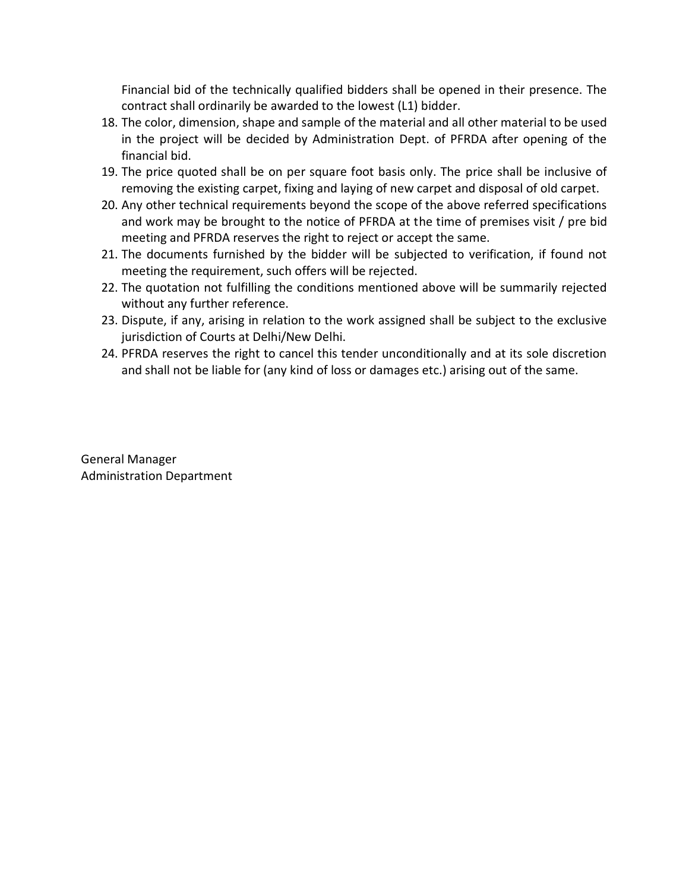Financial bid of the technically qualified bidders shall be opened in their presence. The contract shall ordinarily be awarded to the lowest (L1) bidder.

18. The color, dimension, shape and sample of the material and all other material to be used in the project will be decided by Administration Dept. of PFRDA after opening of the financial bid.
19. The price quoted shall be on per square foot basis only. The price shall be inclusive of removing the existing carpet, fixing and laying of new carpet and disposal of old carpet.
20. Any other technical requirements beyond the scope of the above referred specifications and work may be brought to the notice of PFRDA at the time of premises visit / pre bid meeting and PFRDA reserves the right to reject or accept the same.
21. The documents furnished by the bidder will be subjected to verification, if found not meeting the requirement, such offers will be rejected.
22. The quotation not fulfilling the conditions mentioned above will be summarily rejected without any further reference.
23. Dispute, if any, arising in relation to the work assigned shall be subject to the exclusive jurisdiction of Courts at Delhi/New Delhi.
24. PFRDA reserves the right to cancel this tender unconditionally and at its sole discretion and shall not be liable for (any kind of loss or damages etc.) arising out of the same.

General Manager
Administration Department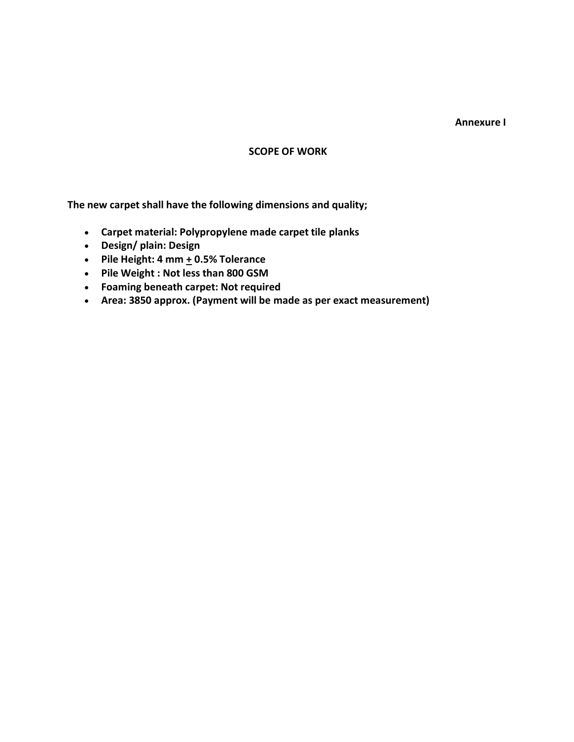**Annexure I**

## SCOPE OF WORK

**The new carpet shall have the following dimensions and quality;**

- **Carpet material: Polypropylene made carpet tile planks**
- **Design/ plain: Design**
- **Pile Height: 4 mm ± 0.5% Tolerance**
- **Pile Weight : Not less than 800 GSM**
- **Foaming beneath carpet: Not required**
- **Area: 3850 approx. (Payment will be made as per exact measurement)**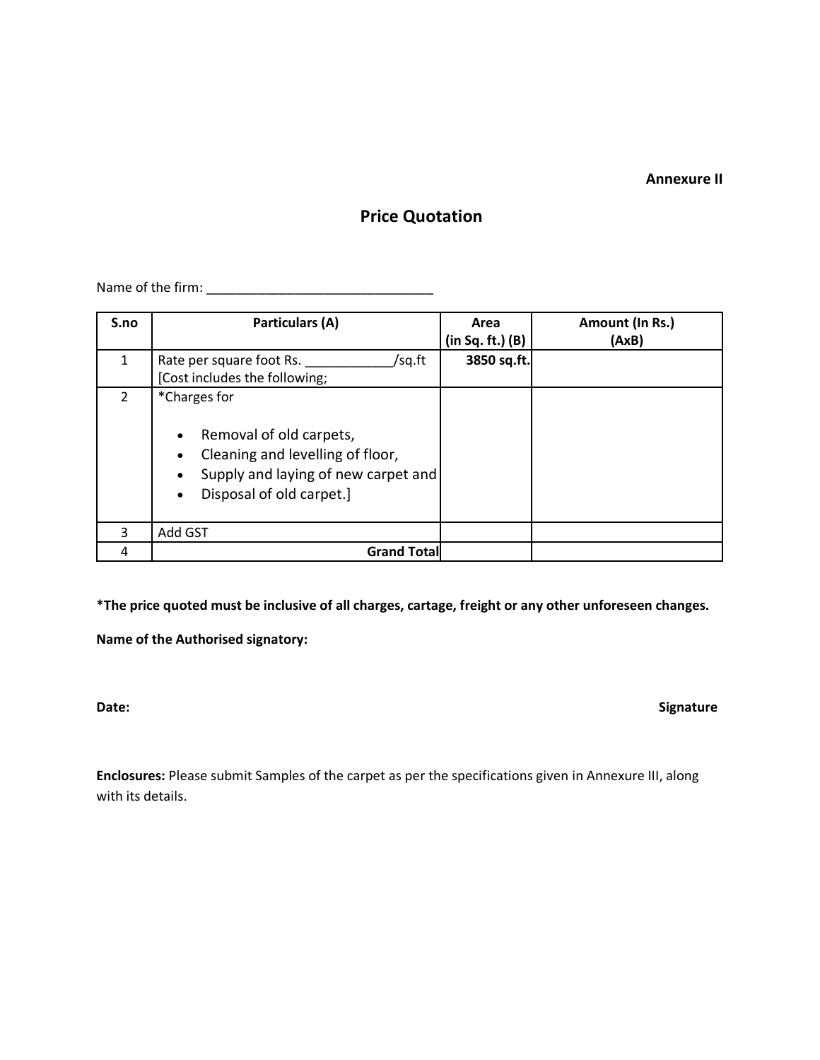**Annexure II**

# Price Quotation

Name of the firm: _______________________________

| S.no | Particulars (A) | Area (in Sq. ft.) (B) | Amount (In Rs.) (AxB) |
|---|---|---|---|
| 1 | Rate per square foot Rs. ____________/sq.ft [Cost includes the following; | **3850 sq.ft.** | |
| 2 | *Charges for<br><br>• Removal of old carpets,<br>• Cleaning and levelling of floor,<br>• Supply and laying of new carpet and<br>• Disposal of old carpet.] | | |
| 3 | Add GST | | |
| 4 | **Grand Total** | | |

**\*The price quoted must be inclusive of all charges, cartage, freight or any other unforeseen changes.**

**Name of the Authorised signatory:**

**Date:** **Signature**

**Enclosures:** Please submit Samples of the carpet as per the specifications given in Annexure III, along with its details.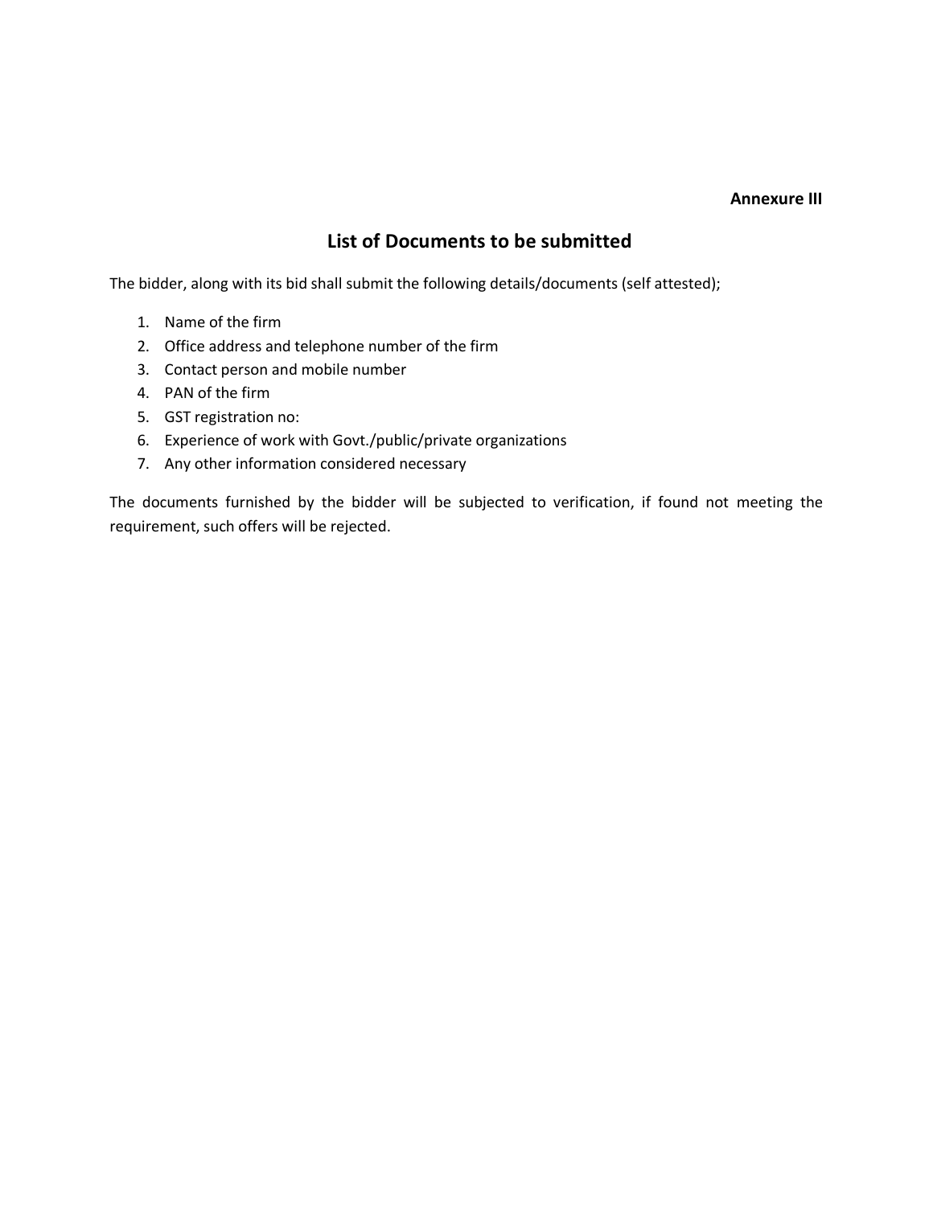**Annexure III**

## List of Documents to be submitted

The bidder, along with its bid shall submit the following details/documents (self attested);

1. Name of the firm
2. Office address and telephone number of the firm
3. Contact person and mobile number
4. PAN of the firm
5. GST registration no:
6. Experience of work with Govt./public/private organizations
7. Any other information considered necessary

The documents furnished by the bidder will be subjected to verification, if found not meeting the requirement, such offers will be rejected.